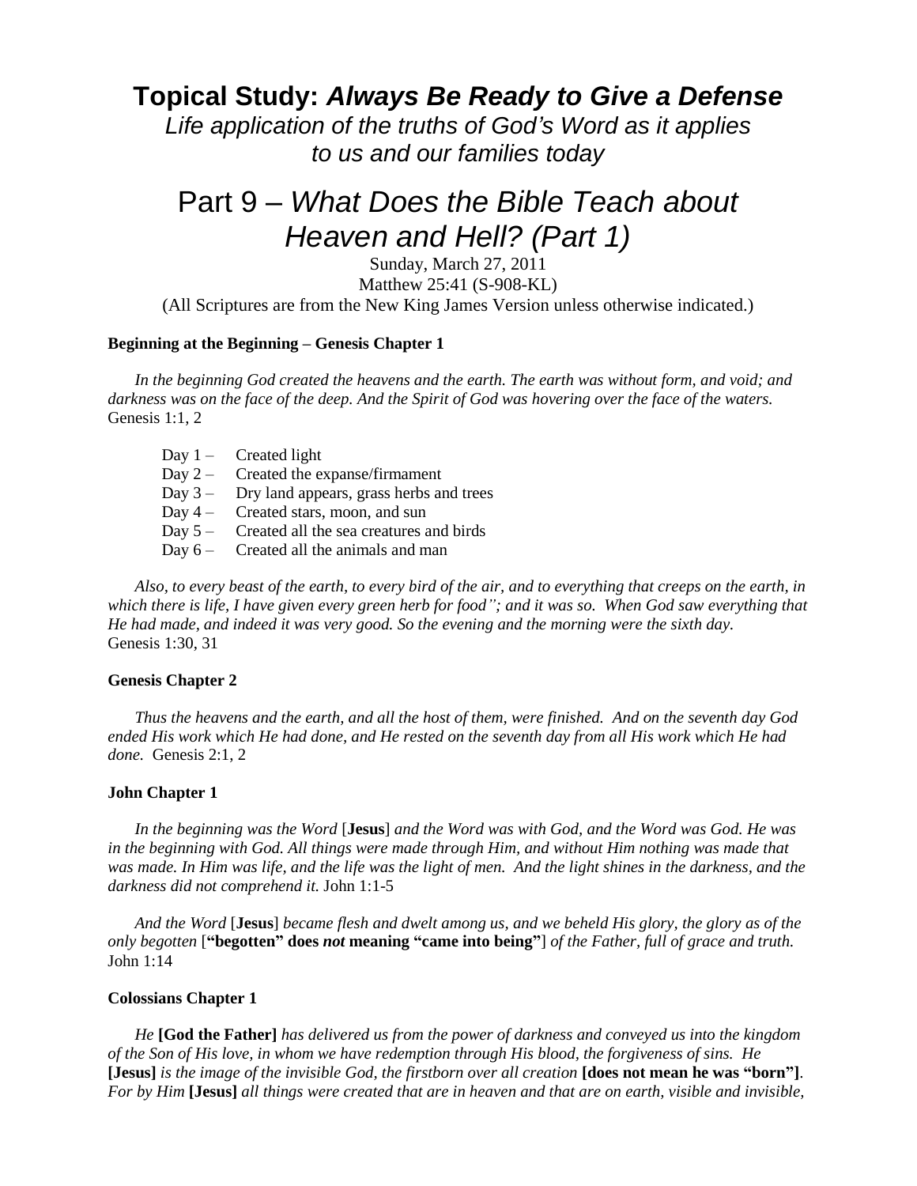# Topical Study: *Always Be Ready to Give a Defense*

*Life application of the truths of God's Word as it applies to us and our families today*

## Part 9 – *What Does the Bible Teach about Heaven and Hell? (Part 1)*

Sunday, March 27, 2011

Matthew 25:41 (S-908-KL)

(All Scriptures are from the New King James Version unless otherwise indicated.)

**Beginning at the Beginning – Genesis Chapter 1**

*In the beginning God created the heavens and the earth. The earth was without form, and void; and darkness was on the face of the deep. And the Spirit of God was hovering over the face of the waters.* Genesis 1:1, 2

- Day 1 – Created light
- Day 2 – Created the expanse/firmament
- Day 3 – Dry land appears, grass herbs and trees
- Day 4 – Created stars, moon, and sun
- Day 5 – Created all the sea creatures and birds
- Day 6 – Created all the animals and man

*Also, to every beast of the earth, to every bird of the air, and to everything that creeps on the earth, in which there is life, I have given every green herb for food"; and it was so. When God saw everything that He had made, and indeed it was very good. So the evening and the morning were the sixth day.* Genesis 1:30, 31

**Genesis Chapter 2**

*Thus the heavens and the earth, and all the host of them, were finished. And on the seventh day God ended His work which He had done, and He rested on the seventh day from all His work which He had done.* Genesis 2:1, 2

**John Chapter 1**

*In the beginning was the Word* [**Jesus**] *and the Word was with God, and the Word was God. He was in the beginning with God. All things were made through Him, and without Him nothing was made that was made. In Him was life, and the life was the light of men. And the light shines in the darkness, and the darkness did not comprehend it.* John 1:1-5

*And the Word* [**Jesus**] *became flesh and dwelt among us, and we beheld His glory, the glory as of the only begotten* [**"begotten" does *not* meaning "came into being"**] *of the Father, full of grace and truth.* John 1:14

**Colossians Chapter 1**

*He* **[God the Father]** *has delivered us from the power of darkness and conveyed us into the kingdom of the Son of His love, in whom we have redemption through His blood, the forgiveness of sins. He* **[Jesus]** *is the image of the invisible God, the firstborn over all creation* **[does not mean he was "born"]**. *For by Him* **[Jesus]** *all things were created that are in heaven and that are on earth, visible and invisible,*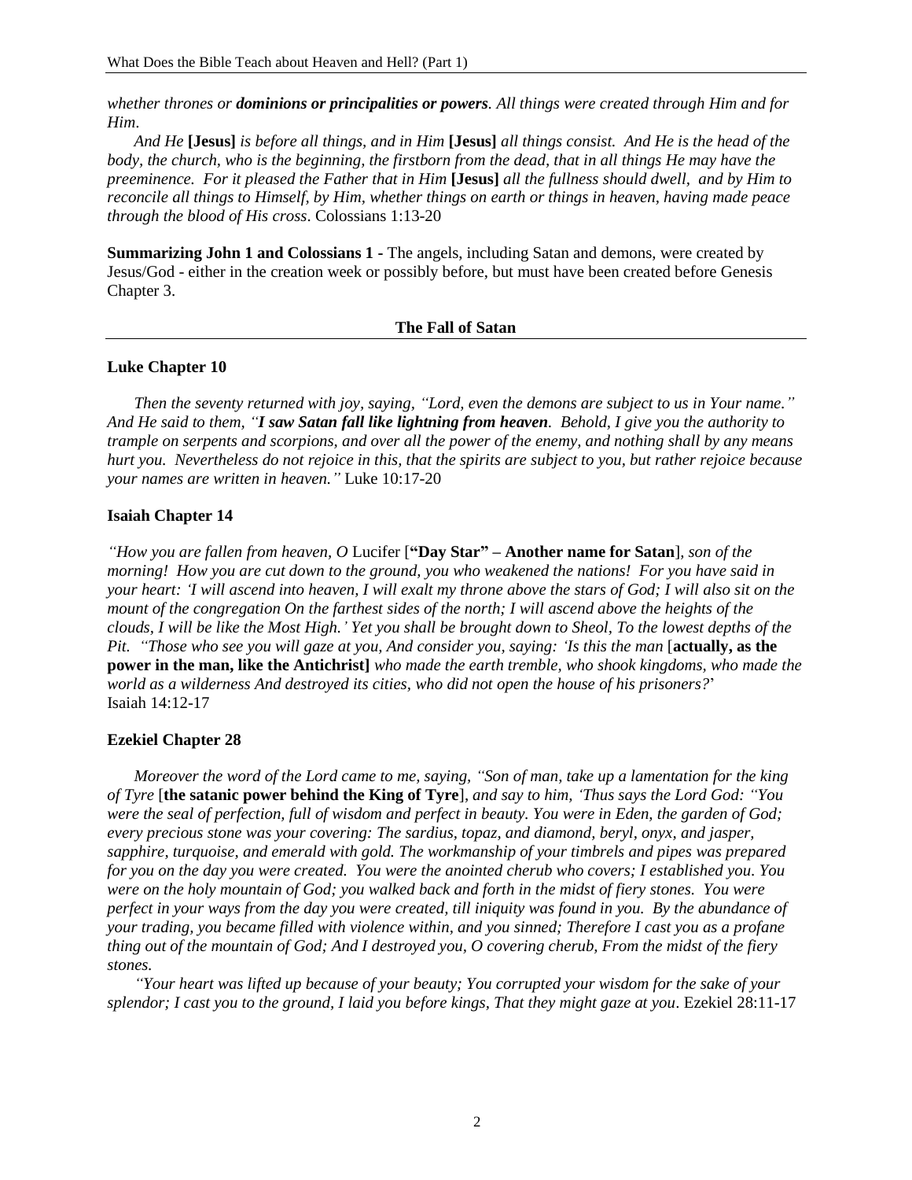*whether thrones or **dominions or principalities or powers**. All things were created through Him and for Him.*

*And He* **[Jesus]** *is before all things, and in Him* **[Jesus]** *all things consist. And He is the head of the body, the church, who is the beginning, the firstborn from the dead, that in all things He may have the preeminence. For it pleased the Father that in Him* **[Jesus]** *all the fullness should dwell, and by Him to reconcile all things to Himself, by Him, whether things on earth or things in heaven, having made peace through the blood of His cross*. Colossians 1:13-20

**Summarizing John 1 and Colossians 1 -** The angels, including Satan and demons, were created by Jesus/God - either in the creation week or possibly before, but must have been created before Genesis Chapter 3.

## The Fall of Satan

### Luke Chapter 10

*Then the seventy returned with joy, saying, "Lord, even the demons are subject to us in Your name." And He said to them, "**I saw Satan fall like lightning from heaven**. Behold, I give you the authority to trample on serpents and scorpions, and over all the power of the enemy, and nothing shall by any means hurt you. Nevertheless do not rejoice in this, that the spirits are subject to you, but rather rejoice because your names are written in heaven."* Luke 10:17-20

### Isaiah Chapter 14

*"How you are fallen from heaven, O* Lucifer [**"Day Star" – Another name for Satan**], *son of the morning! How you are cut down to the ground, you who weakened the nations! For you have said in your heart: 'I will ascend into heaven, I will exalt my throne above the stars of God; I will also sit on the mount of the congregation On the farthest sides of the north; I will ascend above the heights of the clouds, I will be like the Most High.' Yet you shall be brought down to Sheol, To the lowest depths of the Pit. "Those who see you will gaze at you, And consider you, saying: 'Is this the man* [**actually, as the power in the man, like the Antichrist]** *who made the earth tremble, who shook kingdoms, who made the world as a wilderness And destroyed its cities, who did not open the house of his prisoners?*'
Isaiah 14:12-17

### Ezekiel Chapter 28

*Moreover the word of the Lord came to me, saying, "Son of man, take up a lamentation for the king of Tyre* [**the satanic power behind the King of Tyre**], *and say to him, 'Thus says the Lord God: "You were the seal of perfection, full of wisdom and perfect in beauty. You were in Eden, the garden of God; every precious stone was your covering: The sardius, topaz, and diamond, beryl, onyx, and jasper, sapphire, turquoise, and emerald with gold. The workmanship of your timbrels and pipes was prepared for you on the day you were created. You were the anointed cherub who covers; I established you. You were on the holy mountain of God; you walked back and forth in the midst of fiery stones. You were perfect in your ways from the day you were created, till iniquity was found in you. By the abundance of your trading, you became filled with violence within, and you sinned; Therefore I cast you as a profane thing out of the mountain of God; And I destroyed you, O covering cherub, From the midst of the fiery stones.*

*"Your heart was lifted up because of your beauty; You corrupted your wisdom for the sake of your splendor; I cast you to the ground, I laid you before kings, That they might gaze at you*. Ezekiel 28:11-17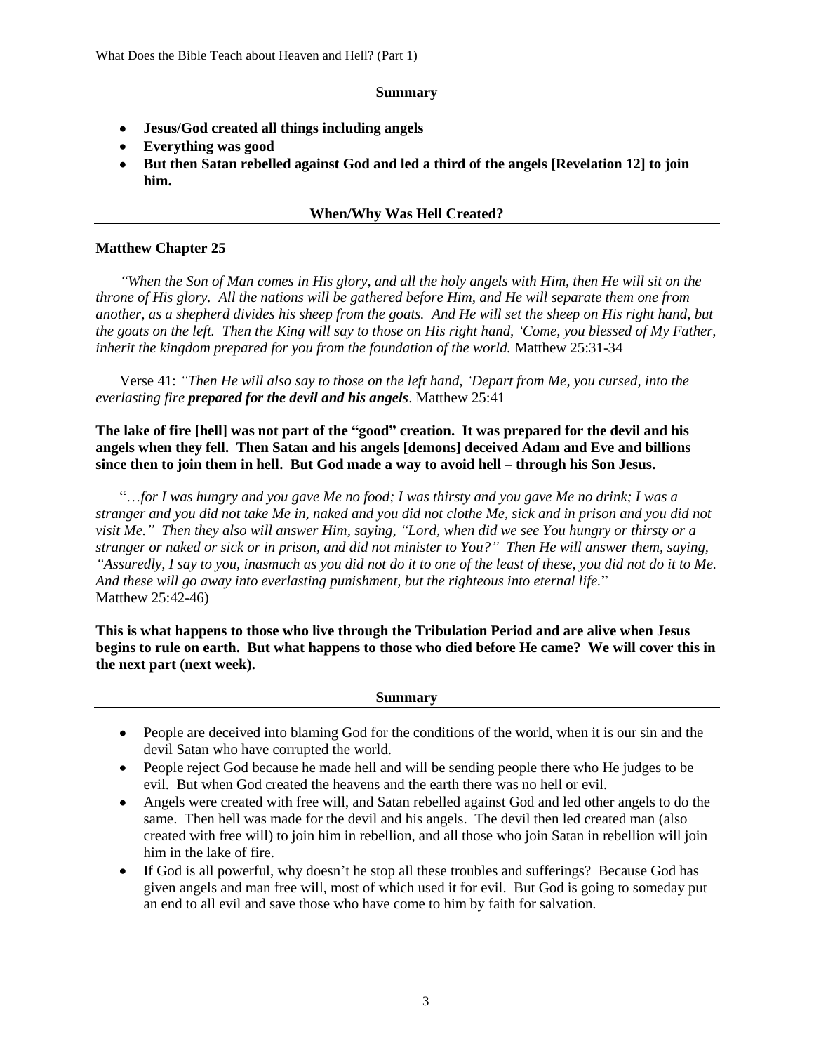**Summary**

- **Jesus/God created all things including angels**
- **Everything was good**
- **But then Satan rebelled against God and led a third of the angels [Revelation 12] to join him.**

## When/Why Was Hell Created?

**Matthew Chapter 25**

*"When the Son of Man comes in His glory, and all the holy angels with Him, then He will sit on the throne of His glory. All the nations will be gathered before Him, and He will separate them one from another, as a shepherd divides his sheep from the goats. And He will set the sheep on His right hand, but the goats on the left. Then the King will say to those on His right hand, 'Come, you blessed of My Father, inherit the kingdom prepared for you from the foundation of the world.* Matthew 25:31-34

Verse 41: *"Then He will also say to those on the left hand, 'Depart from Me, you cursed, into the everlasting fire **prepared for the devil and his angels***. Matthew 25:41

**The lake of fire [hell] was not part of the "good" creation. It was prepared for the devil and his angels when they fell. Then Satan and his angels [demons] deceived Adam and Eve and billions since then to join them in hell. But God made a way to avoid hell – through his Son Jesus.**

"…*for I was hungry and you gave Me no food; I was thirsty and you gave Me no drink; I was a stranger and you did not take Me in, naked and you did not clothe Me, sick and in prison and you did not visit Me." Then they also will answer Him, saying, "Lord, when did we see You hungry or thirsty or a stranger or naked or sick or in prison, and did not minister to You?" Then He will answer them, saying, "Assuredly, I say to you, inasmuch as you did not do it to one of the least of these, you did not do it to Me. And these will go away into everlasting punishment, but the righteous into eternal life.*" Matthew 25:42-46)

**This is what happens to those who live through the Tribulation Period and are alive when Jesus begins to rule on earth. But what happens to those who died before He came? We will cover this in the next part (next week).**

**Summary**

- People are deceived into blaming God for the conditions of the world, when it is our sin and the devil Satan who have corrupted the world.
- People reject God because he made hell and will be sending people there who He judges to be evil. But when God created the heavens and the earth there was no hell or evil.
- Angels were created with free will, and Satan rebelled against God and led other angels to do the same. Then hell was made for the devil and his angels. The devil then led created man (also created with free will) to join him in rebellion, and all those who join Satan in rebellion will join him in the lake of fire.
- If God is all powerful, why doesn't he stop all these troubles and sufferings? Because God has given angels and man free will, most of which used it for evil. But God is going to someday put an end to all evil and save those who have come to him by faith for salvation.